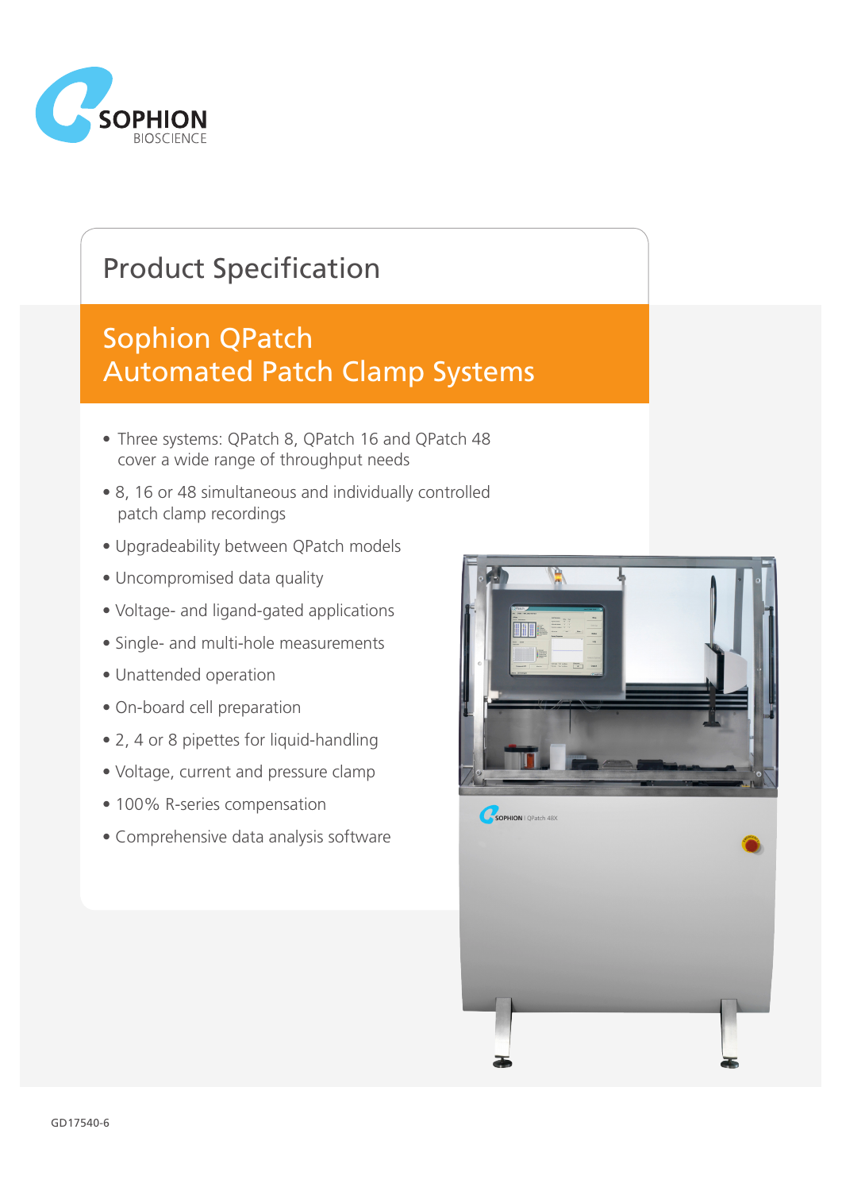# Product Specification

## Sophion QPatch Automated Patch Clamp Systems

- Three systems: QPatch 8, QPatch 16 and QPatch 48 cover a wide range of throughput needs
- 8, 16 or 48 simultaneous and individually controlled patch clamp recordings
- Upgradeability between QPatch models
- Uncompromised data quality
- Voltage- and ligand-gated applications
- Single- and multi-hole measurements
- Unattended operation
- On-board cell preparation
- 2, 4 or 8 pipettes for liquid-handling
- Voltage, current and pressure clamp
- 100% R-series compensation
- Comprehensive data analysis software

GD17540-6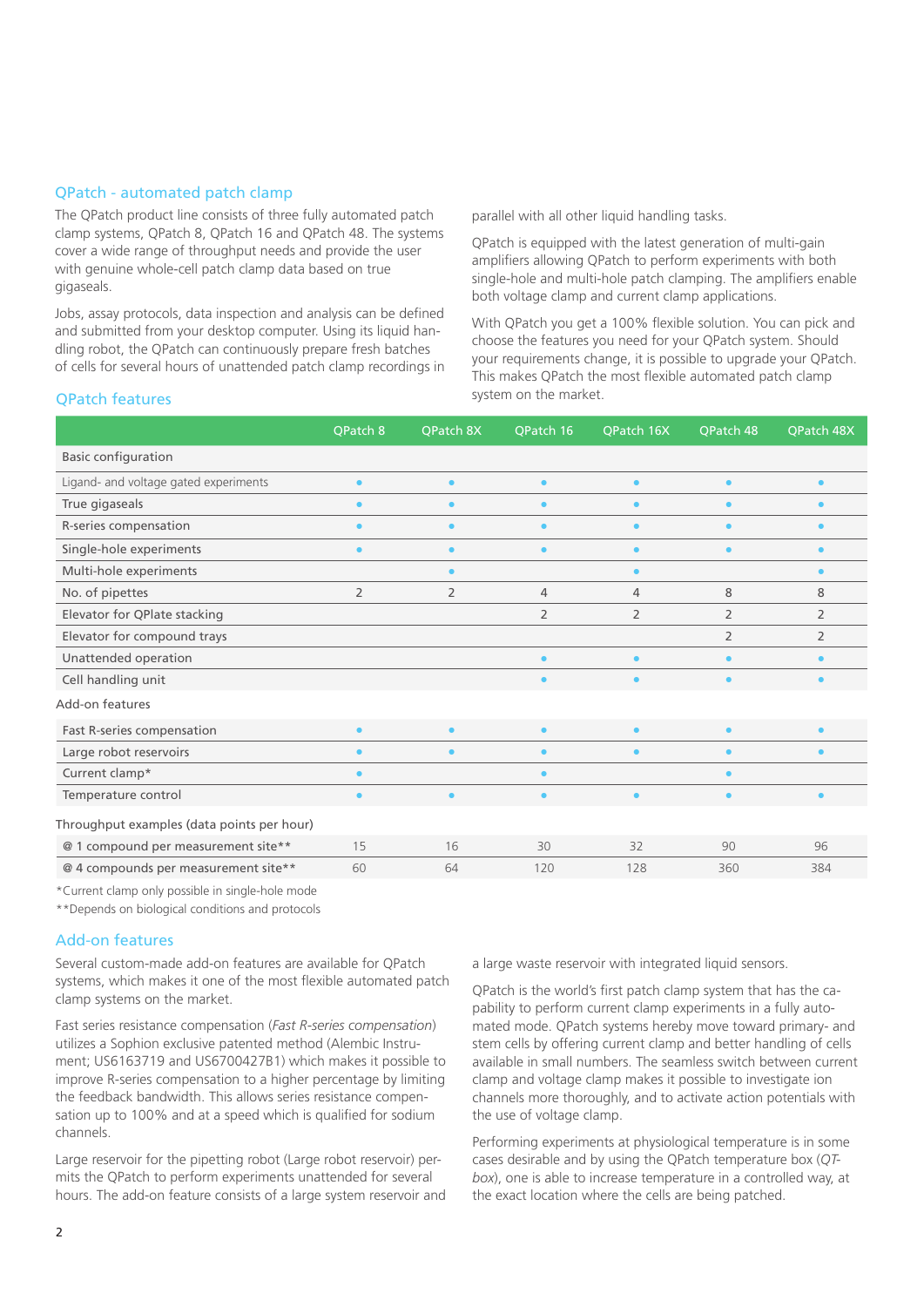## QPatch - automated patch clamp

The QPatch product line consists of three fully automated patch clamp systems, QPatch 8, QPatch 16 and QPatch 48. The systems cover a wide range of throughput needs and provide the user with genuine whole-cell patch clamp data based on true gigaseals.

Jobs, assay protocols, data inspection and analysis can be defined and submitted from your desktop computer. Using its liquid handling robot, the QPatch can continuously prepare fresh batches of cells for several hours of unattended patch clamp recordings in parallel with all other liquid handling tasks.

QPatch is equipped with the latest generation of multi-gain amplifiers allowing QPatch to perform experiments with both single-hole and multi-hole patch clamping. The amplifiers enable both voltage clamp and current clamp applications.

With QPatch you get a 100% flexible solution. You can pick and choose the features you need for your QPatch system. Should your requirements change, it is possible to upgrade your QPatch. This makes QPatch the most flexible automated patch clamp system on the market.

## QPatch features

| | QPatch 8 | QPatch 8X | QPatch 16 | QPatch 16X | QPatch 48 | QPatch 48X |
|---|---|---|---|---|---|---|
| **Basic configuration** | | | | | | |
| Ligand- and voltage gated experiments | • | • | • | • | • | • |
| True gigaseals | • | • | • | • | • | • |
| R-series compensation | • | • | • | • | • | • |
| Single-hole experiments | • | • | • | • | • | • |
| Multi-hole experiments | | • | | • | | • |
| No. of pipettes | 2 | 2 | 4 | 4 | 8 | 8 |
| Elevator for QPlate stacking | | | 2 | 2 | 2 | 2 |
| Elevator for compound trays | | | | | 2 | 2 |
| Unattended operation | | | • | • | • | • |
| Cell handling unit | | | • | • | • | • |
| **Add-on features** | | | | | | |
| Fast R-series compensation | • | • | • | • | • | • |
| Large robot reservoirs | • | • | • | • | • | • |
| Current clamp* | • | | • | | • | |
| Temperature control | • | • | • | • | • | • |
| **Throughput examples (data points per hour)** | | | | | | |
| @ 1 compound per measurement site** | 15 | 16 | 30 | 32 | 90 | 96 |
| @ 4 compounds per measurement site** | 60 | 64 | 120 | 128 | 360 | 384 |

*Current clamp only possible in single-hole mode

**Depends on biological conditions and protocols

## Add-on features

Several custom-made add-on features are available for QPatch systems, which makes it one of the most flexible automated patch clamp systems on the market.

Fast series resistance compensation (*Fast R-series compensation*) utilizes a Sophion exclusive patented method (Alembic Instrument; US6163719 and US6700427B1) which makes it possible to improve R-series compensation to a higher percentage by limiting the feedback bandwidth. This allows series resistance compensation up to 100% and at a speed which is qualified for sodium channels.

Large reservoir for the pipetting robot (Large robot reservoir) permits the QPatch to perform experiments unattended for several hours. The add-on feature consists of a large system reservoir and a large waste reservoir with integrated liquid sensors.

QPatch is the world's first patch clamp system that has the capability to perform current clamp experiments in a fully automated mode. QPatch systems hereby move toward primary- and stem cells by offering current clamp and better handling of cells available in small numbers. The seamless switch between current clamp and voltage clamp makes it possible to investigate ion channels more thoroughly, and to activate action potentials with the use of voltage clamp.

Performing experiments at physiological temperature is in some cases desirable and by using the QPatch temperature box (*QT-box*), one is able to increase temperature in a controlled way, at the exact location where the cells are being patched.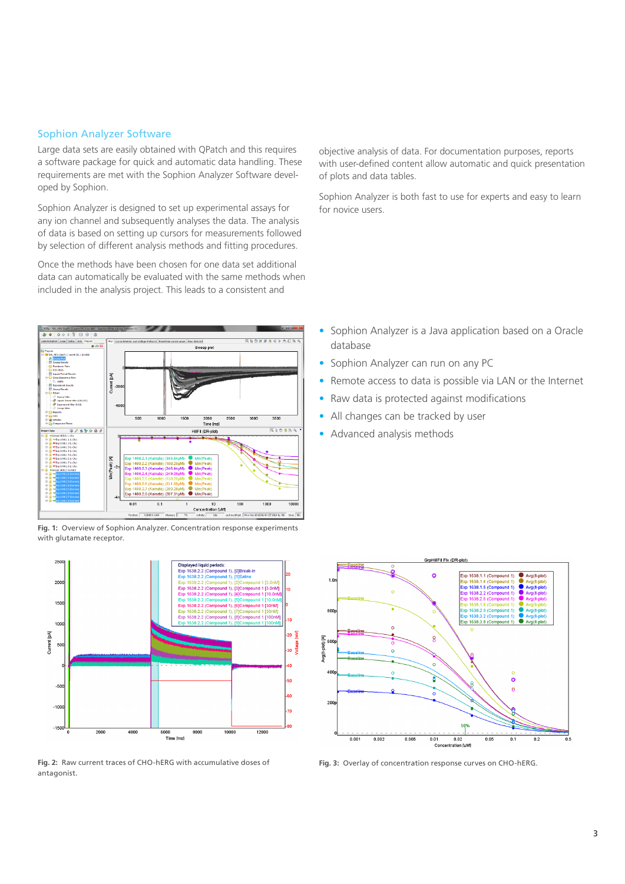## Sophion Analyzer Software

Large data sets are easily obtained with QPatch and this requires a software package for quick and automatic data handling. These requirements are met with the Sophion Analyzer Software developed by Sophion.

Sophion Analyzer is designed to set up experimental assays for any ion channel and subsequently analyses the data. The analysis of data is based on setting up cursors for measurements followed by selection of different analysis methods and fitting procedures.

Once the methods have been chosen for one data set additional data can automatically be evaluated with the same methods when included in the analysis project. This leads to a consistent and objective analysis of data. For documentation purposes, reports with user-defined content allow automatic and quick presentation of plots and data tables.

Sophion Analyzer is both fast to use for experts and easy to learn for novice users.

- Sophion Analyzer is a Java application based on a Oracle database
- Sophion Analyzer can run on any PC
- Remote access to data is possible via LAN or the Internet
- Raw data is protected against modifications
- All changes can be tracked by user
- Advanced analysis methods

**Fig. 1:** Overview of Sophion Analyzer. Concentration response experiments with glutamate receptor.

**Fig. 2:** Raw current traces of CHO-hERG with accumulative doses of antagonist.

**Fig. 3:** Overlay of concentration response curves on CHO-hERG.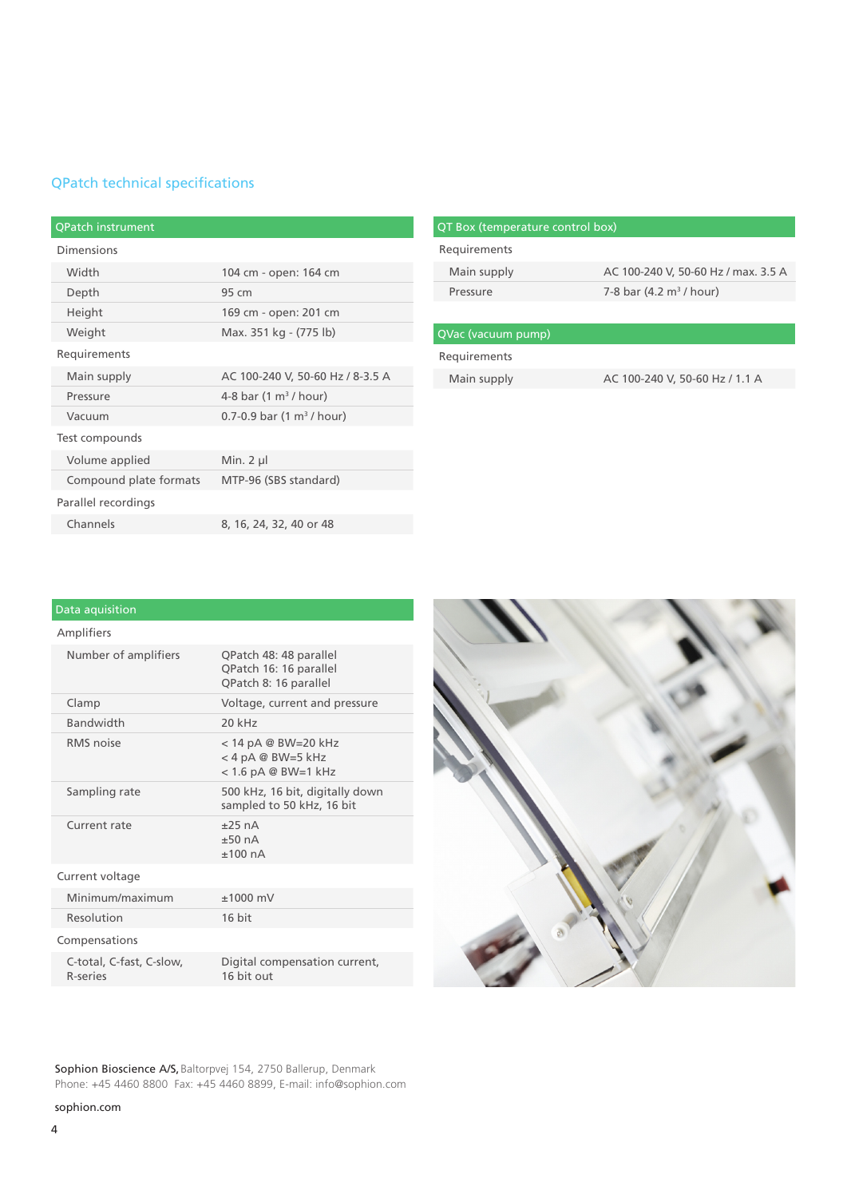## QPatch technical specifications

| QPatch instrument | |
|---|---|
| **Dimensions** | |
| Width | 104 cm - open: 164 cm |
| Depth | 95 cm |
| Height | 169 cm - open: 201 cm |
| Weight | Max. 351 kg - (775 lb) |
| **Requirements** | |
| Main supply | AC 100-240 V, 50-60 Hz / 8-3.5 A |
| Pressure | 4-8 bar (1 m³ / hour) |
| Vacuum | 0.7-0.9 bar (1 m³ / hour) |
| **Test compounds** | |
| Volume applied | Min. 2 µl |
| Compound plate formats | MTP-96 (SBS standard) |
| **Parallel recordings** | |
| Channels | 8, 16, 24, 32, 40 or 48 |

| QT Box (temperature control box) | |
|---|---|
| **Requirements** | |
| Main supply | AC 100-240 V, 50-60 Hz / max. 3.5 A |
| Pressure | 7-8 bar (4.2 m³ / hour) |

| QVac (vacuum pump) | |
|---|---|
| **Requirements** | |
| Main supply | AC 100-240 V, 50-60 Hz / 1.1 A |

| Data aquisition | |
|---|---|
| **Amplifiers** | |
| Number of amplifiers | QPatch 48: 48 parallel<br>QPatch 16: 16 parallel<br>QPatch 8: 16 parallel |
| Clamp | Voltage, current and pressure |
| Bandwidth | 20 kHz |
| RMS noise | < 14 pA @ BW=20 kHz<br>< 4 pA @ BW=5 kHz<br>< 1.6 pA @ BW=1 kHz |
| Sampling rate | 500 kHz, 16 bit, digitally down sampled to 50 kHz, 16 bit |
| Current rate | ±25 nA<br>±50 nA<br>±100 nA |
| **Current voltage** | |
| Minimum/maximum | ±1000 mV |
| Resolution | 16 bit |
| **Compensations** | |
| C-total, C-fast, C-slow, R-series | Digital compensation current, 16 bit out |

**Sophion Bioscience A/S,** Baltorpvej 154, 2750 Ballerup, Denmark
Phone: +45 4460 8800 Fax: +45 4460 8899, E-mail: info@sophion.com

sophion.com